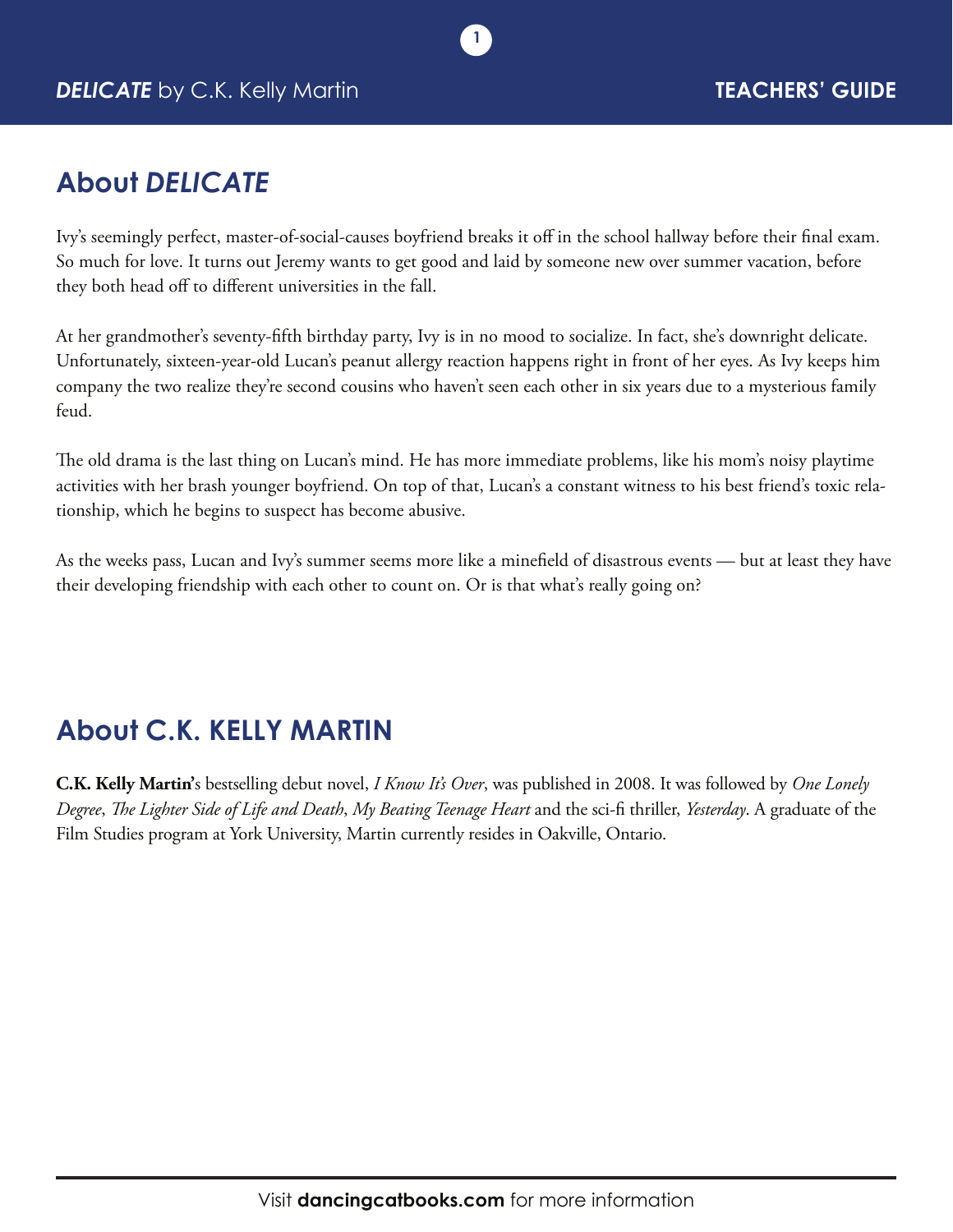## About *DELICATE*

Ivy's seemingly perfect, master-of-social-causes boyfriend breaks it off in the school hallway before their final exam. So much for love. It turns out Jeremy wants to get good and laid by someone new over summer vacation, before they both head off to different universities in the fall.

At her grandmother's seventy-fifth birthday party, Ivy is in no mood to socialize. In fact, she's downright delicate. Unfortunately, sixteen-year-old Lucan's peanut allergy reaction happens right in front of her eyes. As Ivy keeps him company the two realize they're second cousins who haven't seen each other in six years due to a mysterious family feud.

The old drama is the last thing on Lucan's mind. He has more immediate problems, like his mom's noisy playtime activities with her brash younger boyfriend. On top of that, Lucan's a constant witness to his best friend's toxic relationship, which he begins to suspect has become abusive.

As the weeks pass, Lucan and Ivy's summer seems more like a minefield of disastrous events — but at least they have their developing friendship with each other to count on. Or is that what's really going on?

## About C.K. KELLY MARTIN

**C.K. Kelly Martin'**s bestselling debut novel, *I Know It's Over*, was published in 2008. It was followed by *One Lonely Degree*, *The Lighter Side of Life and Death*, *My Beating Teenage Heart* and the sci-fi thriller, *Yesterday*. A graduate of the Film Studies program at York University, Martin currently resides in Oakville, Ontario.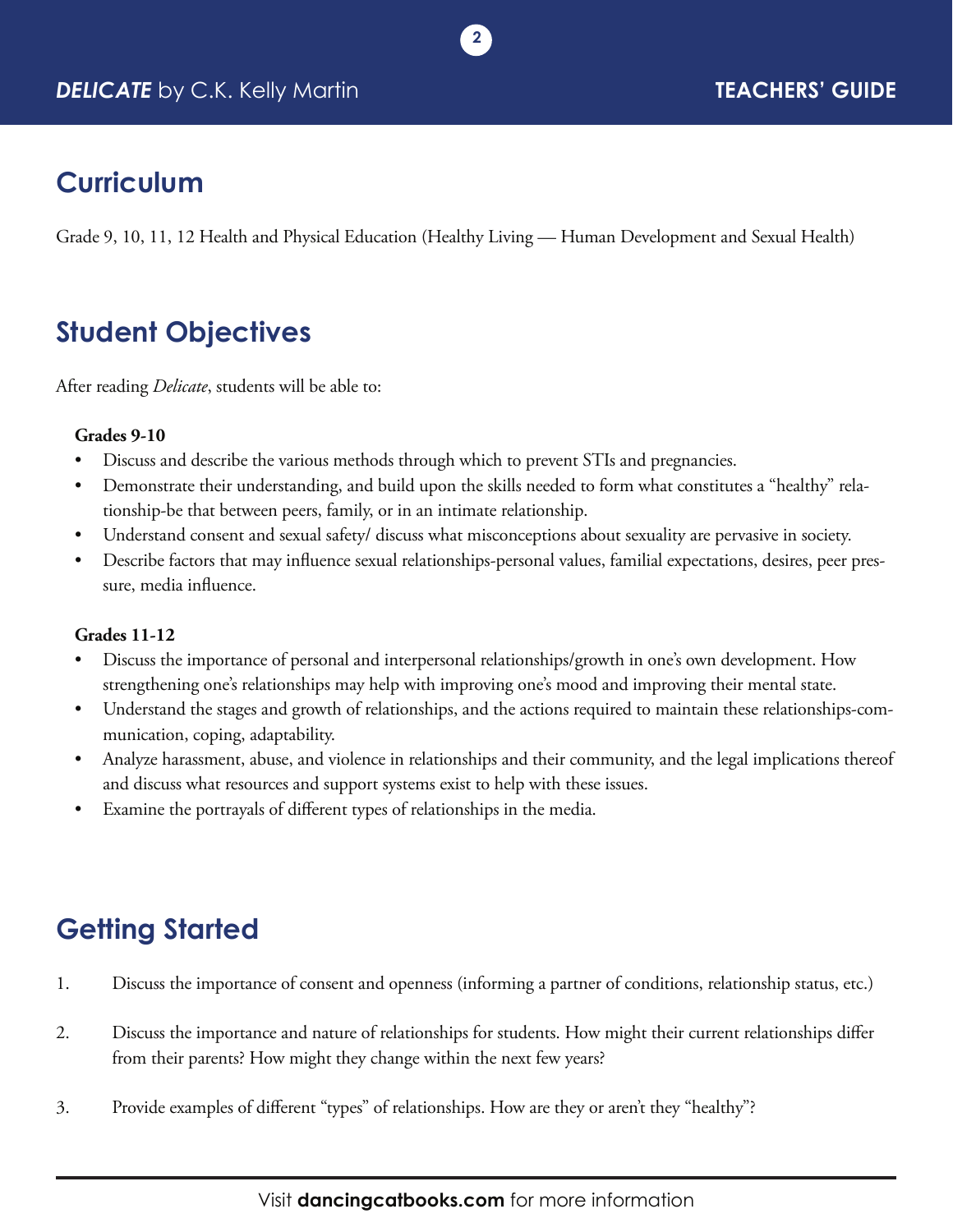## Curriculum

Grade 9, 10, 11, 12 Health and Physical Education (Healthy Living — Human Development and Sexual Health)

## Student Objectives

After reading *Delicate*, students will be able to:

**Grades 9-10**

- Discuss and describe the various methods through which to prevent STIs and pregnancies.
- Demonstrate their understanding, and build upon the skills needed to form what constitutes a "healthy" relationship-be that between peers, family, or in an intimate relationship.
- Understand consent and sexual safety/ discuss what misconceptions about sexuality are pervasive in society.
- Describe factors that may influence sexual relationships-personal values, familial expectations, desires, peer pressure, media influence.

**Grades 11-12**

- Discuss the importance of personal and interpersonal relationships/growth in one's own development. How strengthening one's relationships may help with improving one's mood and improving their mental state.
- Understand the stages and growth of relationships, and the actions required to maintain these relationships-communication, coping, adaptability.
- Analyze harassment, abuse, and violence in relationships and their community, and the legal implications thereof and discuss what resources and support systems exist to help with these issues.
- Examine the portrayals of different types of relationships in the media.

## Getting Started

1. Discuss the importance of consent and openness (informing a partner of conditions, relationship status, etc.)
2. Discuss the importance and nature of relationships for students. How might their current relationships differ from their parents? How might they change within the next few years?
3. Provide examples of different "types" of relationships. How are they or aren't they "healthy"?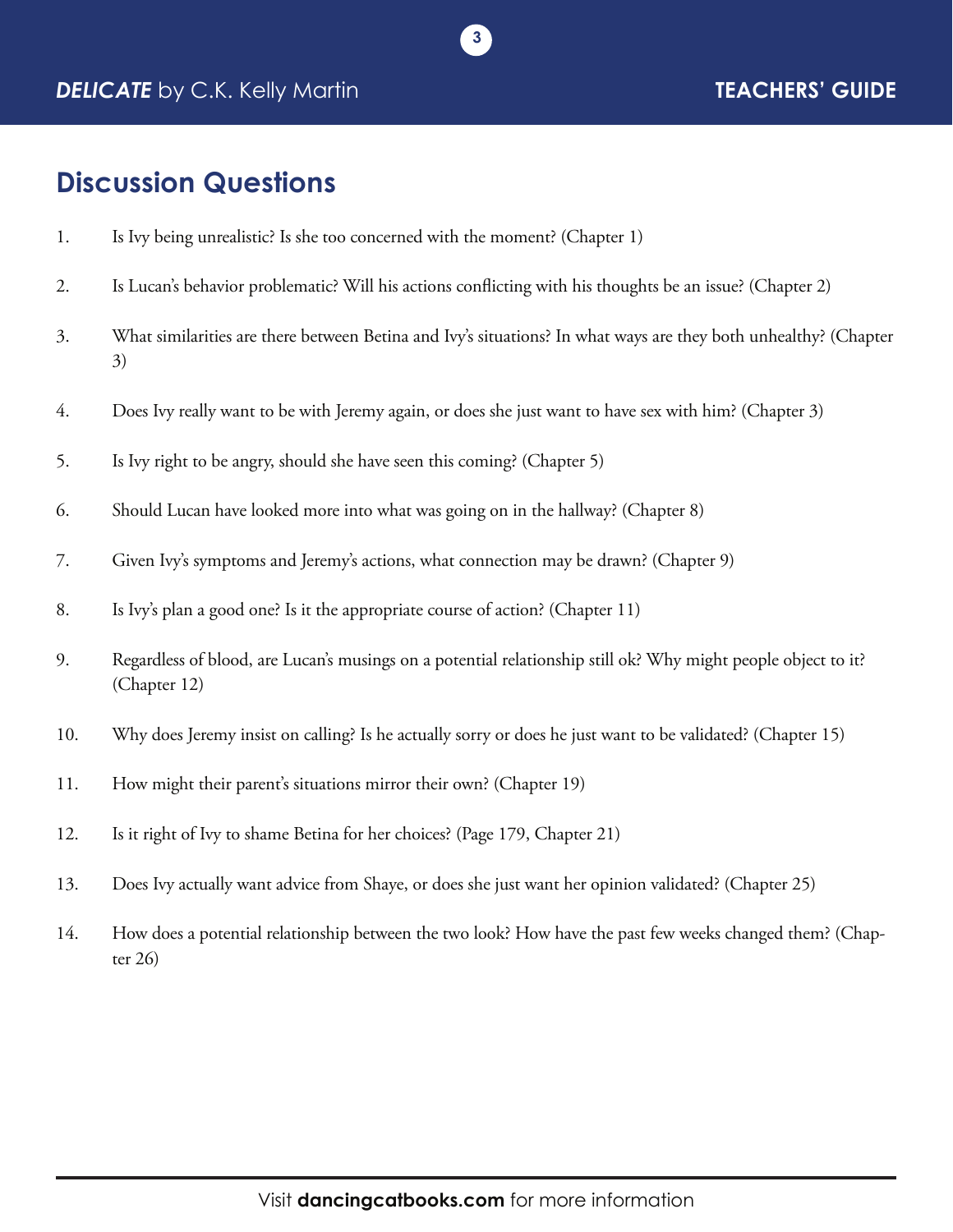## Discussion Questions

1. Is Ivy being unrealistic? Is she too concerned with the moment? (Chapter 1)
2. Is Lucan's behavior problematic? Will his actions conflicting with his thoughts be an issue? (Chapter 2)
3. What similarities are there between Betina and Ivy's situations? In what ways are they both unhealthy? (Chapter 3)
4. Does Ivy really want to be with Jeremy again, or does she just want to have sex with him? (Chapter 3)
5. Is Ivy right to be angry, should she have seen this coming? (Chapter 5)
6. Should Lucan have looked more into what was going on in the hallway? (Chapter 8)
7. Given Ivy's symptoms and Jeremy's actions, what connection may be drawn? (Chapter 9)
8. Is Ivy's plan a good one? Is it the appropriate course of action? (Chapter 11)
9. Regardless of blood, are Lucan's musings on a potential relationship still ok? Why might people object to it? (Chapter 12)
10. Why does Jeremy insist on calling? Is he actually sorry or does he just want to be validated? (Chapter 15)
11. How might their parent's situations mirror their own? (Chapter 19)
12. Is it right of Ivy to shame Betina for her choices? (Page 179, Chapter 21)
13. Does Ivy actually want advice from Shaye, or does she just want her opinion validated? (Chapter 25)
14. How does a potential relationship between the two look? How have the past few weeks changed them? (Chapter 26)

Visit **dancingcatbooks.com** for more information